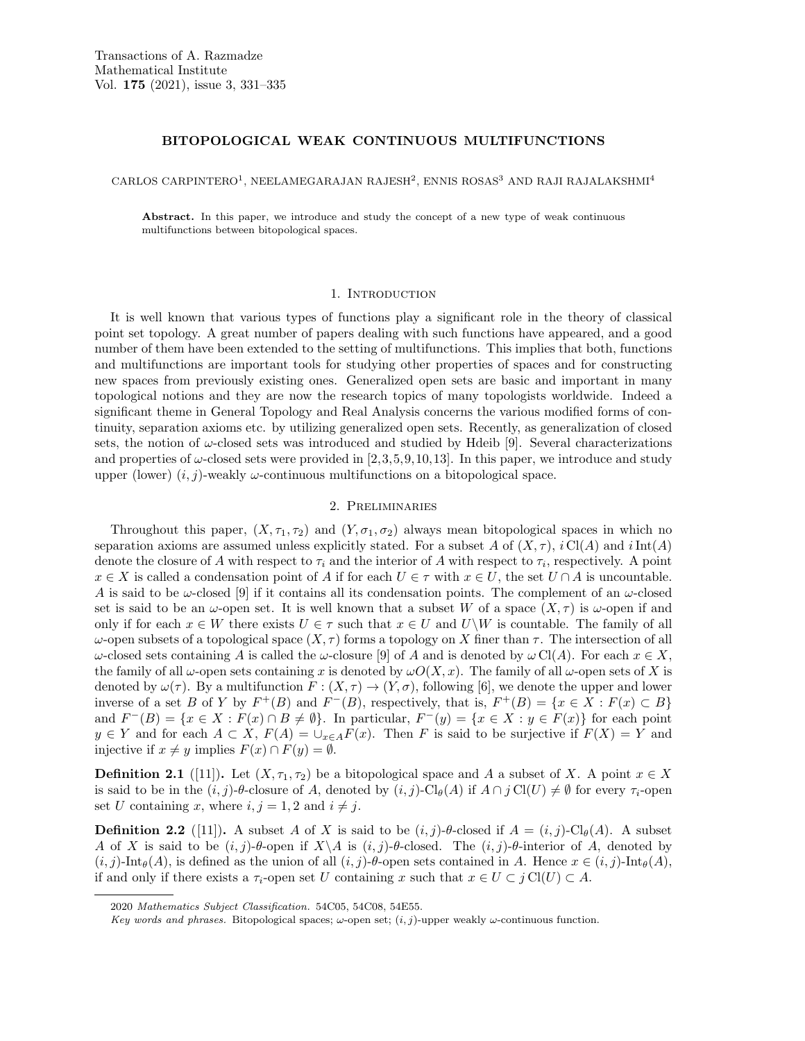Transactions of A. Razmadze Mathematical Institute
Vol. **175** (2021), issue 3, 331–335

# BITOPOLOGICAL WEAK CONTINUOUS MULTIFUNCTIONS

CARLOS CARPINTERO[1], NEELAMEGARAJAN RAJESH[2], ENNIS ROSAS[3] AND RAJI RAJALAKSHMI[4]

**Abstract.** In this paper, we introduce and study the concept of a new type of weak continuous multifunctions between bitopological spaces.

## 1. Introduction

It is well known that various types of functions play a significant role in the theory of classical point set topology. A great number of papers dealing with such functions have appeared, and a good number of them have been extended to the setting of multifunctions. This implies that both, functions and multifunctions are important tools for studying other properties of spaces and for constructing new spaces from previously existing ones. Generalized open sets are basic and important in many topological notions and they are now the research topics of many topologists worldwide. Indeed a significant theme in General Topology and Real Analysis concerns the various modified forms of continuity, separation axioms etc. by utilizing generalized open sets. Recently, as generalization of closed sets, the notion of $\omega$-closed sets was introduced and studied by Hdeib [9]. Several characterizations and properties of $\omega$-closed sets were provided in [2,3,5,9,10,13]. In this paper, we introduce and study upper (lower) $(i,j)$-weakly $\omega$-continuous multifunctions on a bitopological space.

## 2. Preliminaries

Throughout this paper, $(X, \tau_1, \tau_2)$ and $(Y, \sigma_1, \sigma_2)$ always mean bitopological spaces in which no separation axioms are assumed unless explicitly stated. For a subset $A$ of $(X, \tau)$, $i\,\mathrm{Cl}(A)$ and $i\,\mathrm{Int}(A)$ denote the closure of $A$ with respect to $\tau_i$ and the interior of $A$ with respect to $\tau_i$, respectively. A point $x \in X$ is called a condensation point of $A$ if for each $U \in \tau$ with $x \in U$, the set $U \cap A$ is uncountable. $A$ is said to be $\omega$-closed [9] if it contains all its condensation points. The complement of an $\omega$-closed set is said to be an $\omega$-open set. It is well known that a subset $W$ of a space $(X, \tau)$ is $\omega$-open if and only if for each $x \in W$ there exists $U \in \tau$ such that $x \in U$ and $U \backslash W$ is countable. The family of all $\omega$-open subsets of a topological space $(X, \tau)$ forms a topology on $X$ finer than $\tau$. The intersection of all $\omega$-closed sets containing $A$ is called the $\omega$-closure [9] of $A$ and is denoted by $\omega\,\mathrm{Cl}(A)$. For each $x \in X$, the family of all $\omega$-open sets containing $x$ is denoted by $\omega O(X, x)$. The family of all $\omega$-open sets of $X$ is denoted by $\omega(\tau)$. By a multifunction $F : (X, \tau) \to (Y, \sigma)$, following [6], we denote the upper and lower inverse of a set $B$ of $Y$ by $F^+(B)$ and $F^-(B)$, respectively, that is, $F^+(B) = \{x \in X : F(x) \subset B\}$ and $F^-(B) = \{x \in X : F(x) \cap B \neq \emptyset\}$. In particular, $F^-(y) = \{x \in X : y \in F(x)\}$ for each point $y \in Y$ and for each $A \subset X$, $F(A) = \cup_{x \in A} F(x)$. Then $F$ is said to be surjective if $F(X) = Y$ and injective if $x \neq y$ implies $F(x) \cap F(y) = \emptyset$.

**Definition 2.1** ([11])**.** Let $(X, \tau_1, \tau_2)$ be a bitopological space and $A$ a subset of $X$. A point $x \in X$ is said to be in the $(i,j)$-$\theta$-closure of $A$, denoted by $(i,j)$-$\mathrm{Cl}_\theta(A)$ if $A \cap j\,\mathrm{Cl}(U) \neq \emptyset$ for every $\tau_i$-open set $U$ containing $x$, where $i, j = 1, 2$ and $i \neq j$.

**Definition 2.2** ([11])**.** A subset $A$ of $X$ is said to be $(i,j)$-$\theta$-closed if $A = (i,j)$-$\mathrm{Cl}_\theta(A)$. A subset $A$ of $X$ is said to be $(i,j)$-$\theta$-open if $X \backslash A$ is $(i,j)$-$\theta$-closed. The $(i,j)$-$\theta$-interior of $A$, denoted by $(i,j)$-$\mathrm{Int}_\theta(A)$, is defined as the union of all $(i,j)$-$\theta$-open sets contained in $A$. Hence $x \in (i,j)$-$\mathrm{Int}_\theta(A)$, if and only if there exists a $\tau_i$-open set $U$ containing $x$ such that $x \in U \subset j\,\mathrm{Cl}(U) \subset A$.

---

2020 *Mathematics Subject Classification.* 54C05, 54C08, 54E55.

*Key words and phrases.* Bitopological spaces; $\omega$-open set; $(i,j)$-upper weakly $\omega$-continuous function.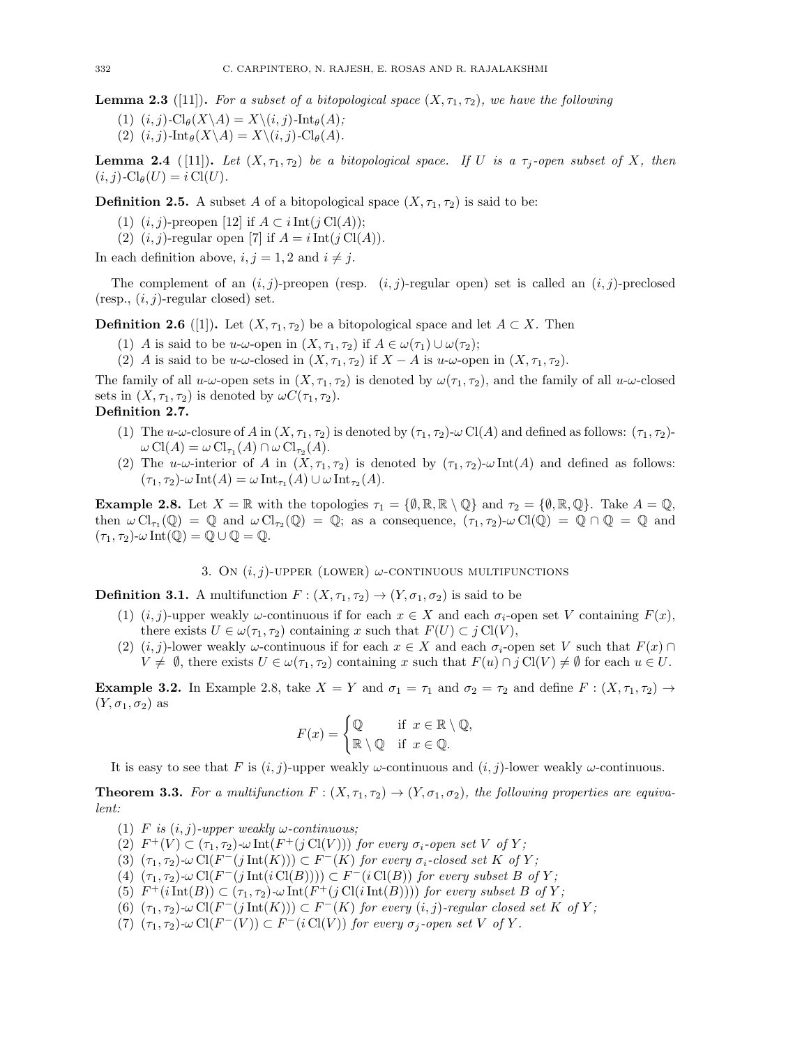**Lemma 2.3** ([11])**.** *For a subset of a bitopological space $(X, \tau_1, \tau_2)$, we have the following*

(1) $(i,j)\text{-}\mathrm{Cl}_\theta(X \backslash A) = X \backslash (i,j)\text{-}\mathrm{Int}_\theta(A)$*;*

(2) $(i,j)\text{-}\mathrm{Int}_\theta(X \backslash A) = X \backslash (i,j)\text{-}\mathrm{Cl}_\theta(A)$*.*

**Lemma 2.4** ([11])**.** *Let $(X, \tau_1, \tau_2)$ be a bitopological space. If $U$ is a $\tau_j$-open subset of $X$, then $(i,j)\text{-}\mathrm{Cl}_\theta(U) = i\,\mathrm{Cl}(U)$.*

**Definition 2.5.** A subset $A$ of a bitopological space $(X, \tau_1, \tau_2)$ is said to be:

(1) $(i,j)$-preopen [12] if $A \subset i\,\mathrm{Int}(j\,\mathrm{Cl}(A))$;

(2) $(i,j)$-regular open [7] if $A = i\,\mathrm{Int}(j\,\mathrm{Cl}(A))$.

In each definition above, $i, j = 1, 2$ and $i \neq j$.

The complement of an $(i,j)$-preopen (resp. $(i,j)$-regular open) set is called an $(i,j)$-preclosed (resp., $(i,j)$-regular closed) set.

**Definition 2.6** ([1])**.** Let $(X, \tau_1, \tau_2)$ be a bitopological space and let $A \subset X$. Then

(1) $A$ is said to be $u$-$\omega$-open in $(X, \tau_1, \tau_2)$ if $A \in \omega(\tau_1) \cup \omega(\tau_2)$;

(2) $A$ is said to be $u$-$\omega$-closed in $(X, \tau_1, \tau_2)$ if $X - A$ is $u$-$\omega$-open in $(X, \tau_1, \tau_2)$.

The family of all $u$-$\omega$-open sets in $(X, \tau_1, \tau_2)$ is denoted by $\omega(\tau_1, \tau_2)$, and the family of all $u$-$\omega$-closed sets in $(X, \tau_1, \tau_2)$ is denoted by $\omega C(\tau_1, \tau_2)$.

**Definition 2.7.**

(1) The $u$-$\omega$-closure of $A$ in $(X, \tau_1, \tau_2)$ is denoted by $(\tau_1, \tau_2)\text{-}\omega\,\mathrm{Cl}(A)$ and defined as follows: $(\tau_1, \tau_2)\text{-}\omega\,\mathrm{Cl}(A) = \omega\,\mathrm{Cl}_{\tau_1}(A) \cap \omega\,\mathrm{Cl}_{\tau_2}(A)$.

(2) The $u$-$\omega$-interior of $A$ in $(X, \tau_1, \tau_2)$ is denoted by $(\tau_1, \tau_2)\text{-}\omega\,\mathrm{Int}(A)$ and defined as follows: $(\tau_1, \tau_2)\text{-}\omega\,\mathrm{Int}(A) = \omega\,\mathrm{Int}_{\tau_1}(A) \cup \omega\,\mathrm{Int}_{\tau_2}(A)$.

**Example 2.8.** Let $X = \mathbb{R}$ with the topologies $\tau_1 = \{\emptyset, \mathbb{R}, \mathbb{R} \setminus \mathbb{Q}\}$ and $\tau_2 = \{\emptyset, \mathbb{R}, \mathbb{Q}\}$. Take $A = \mathbb{Q}$, then $\omega\,\mathrm{Cl}_{\tau_1}(\mathbb{Q}) = \mathbb{Q}$ and $\omega\,\mathrm{Cl}_{\tau_2}(\mathbb{Q}) = \mathbb{Q}$; as a consequence, $(\tau_1, \tau_2)\text{-}\omega\,\mathrm{Cl}(\mathbb{Q}) = \mathbb{Q} \cap \mathbb{Q} = \mathbb{Q}$ and $(\tau_1, \tau_2)\text{-}\omega\,\mathrm{Int}(\mathbb{Q}) = \mathbb{Q} \cup \mathbb{Q} = \mathbb{Q}$.

## 3. On $(i,j)$-upper (lower) $\omega$-continuous multifunctions

**Definition 3.1.** A multifunction $F : (X, \tau_1, \tau_2) \to (Y, \sigma_1, \sigma_2)$ is said to be

(1) $(i,j)$-upper weakly $\omega$-continuous if for each $x \in X$ and each $\sigma_i$-open set $V$ containing $F(x)$, there exists $U \in \omega(\tau_1, \tau_2)$ containing $x$ such that $F(U) \subset j\,\mathrm{Cl}(V)$,

(2) $(i,j)$-lower weakly $\omega$-continuous if for each $x \in X$ and each $\sigma_i$-open set $V$ such that $F(x) \cap V \neq \emptyset$, there exists $U \in \omega(\tau_1, \tau_2)$ containing $x$ such that $F(u) \cap j\,\mathrm{Cl}(V) \neq \emptyset$ for each $u \in U$.

**Example 3.2.** In Example 2.8, take $X = Y$ and $\sigma_1 = \tau_1$ and $\sigma_2 = \tau_2$ and define $F : (X, \tau_1, \tau_2) \to (Y, \sigma_1, \sigma_2)$ as

$$F(x) = \begin{cases} \mathbb{Q} & \text{if } x \in \mathbb{R} \setminus \mathbb{Q}, \\ \mathbb{R} \setminus \mathbb{Q} & \text{if } x \in \mathbb{Q}. \end{cases}$$

It is easy to see that $F$ is $(i,j)$-upper weakly $\omega$-continuous and $(i,j)$-lower weakly $\omega$-continuous.

**Theorem 3.3.** *For a multifunction $F : (X, \tau_1, \tau_2) \to (Y, \sigma_1, \sigma_2)$, the following properties are equivalent:*

(1) *$F$ is $(i,j)$-upper weakly $\omega$-continuous;*

(2) *$F^+(V) \subset (\tau_1, \tau_2)\text{-}\omega\,\mathrm{Int}(F^+(j\,\mathrm{Cl}(V)))$ for every $\sigma_i$-open set $V$ of $Y$;*

(3) *$(\tau_1, \tau_2)\text{-}\omega\,\mathrm{Cl}(F^-(j\,\mathrm{Int}(K))) \subset F^-(K)$ for every $\sigma_i$-closed set $K$ of $Y$;*

(4) *$(\tau_1, \tau_2)\text{-}\omega\,\mathrm{Cl}(F^-(j\,\mathrm{Int}(i\,\mathrm{Cl}(B)))) \subset F^-(i\,\mathrm{Cl}(B))$ for every subset $B$ of $Y$;*

(5) *$F^+(i\,\mathrm{Int}(B)) \subset (\tau_1, \tau_2)\text{-}\omega\,\mathrm{Int}(F^+(j\,\mathrm{Cl}(i\,\mathrm{Int}(B))))$ for every subset $B$ of $Y$;*

(6) *$(\tau_1, \tau_2)\text{-}\omega\,\mathrm{Cl}(F^-(j\,\mathrm{Int}(K))) \subset F^-(K)$ for every $(i,j)$-regular closed set $K$ of $Y$;*

(7) *$(\tau_1, \tau_2)\text{-}\omega\,\mathrm{Cl}(F^-(V)) \subset F^-(i\,\mathrm{Cl}(V))$ for every $\sigma_j$-open set $V$ of $Y$.*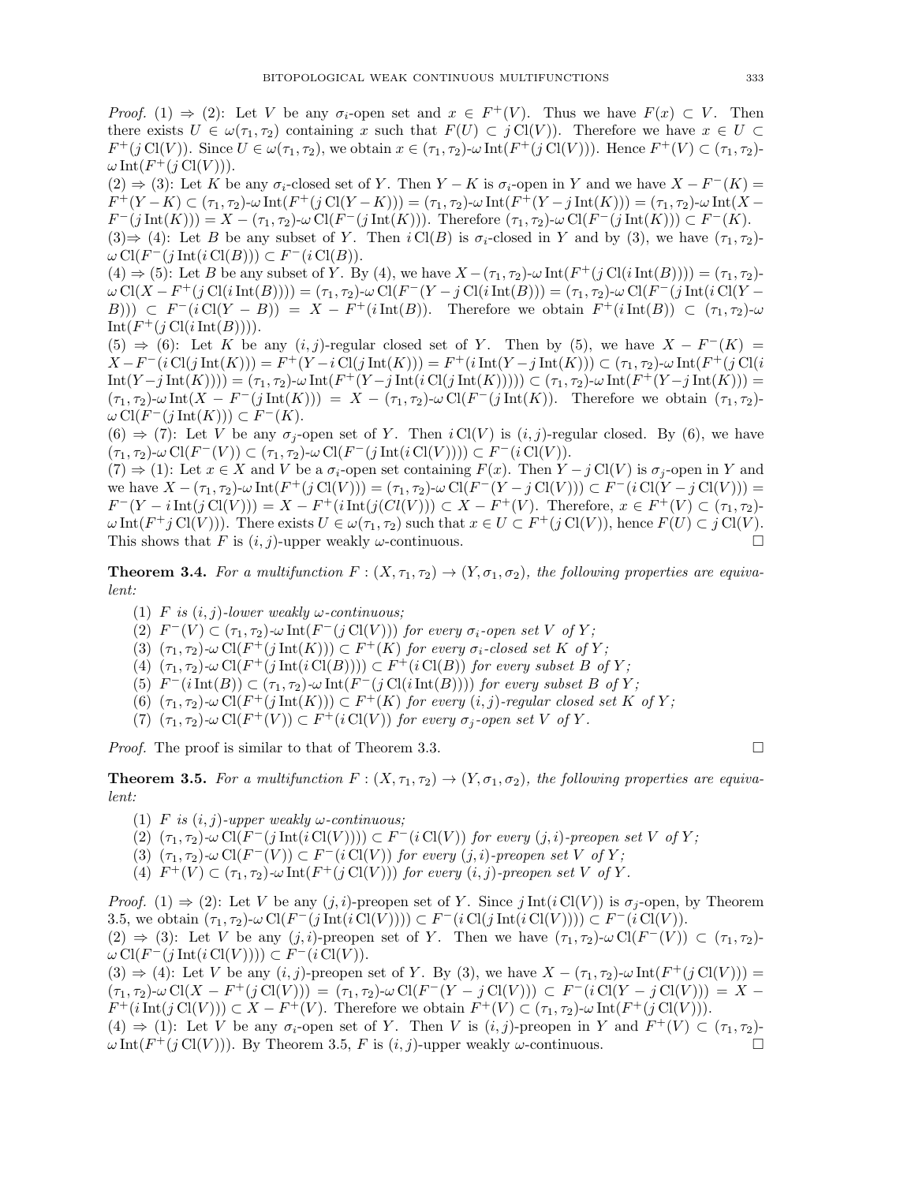*Proof.* (1) ⇒ (2): Let $V$ be any $\sigma_i$-open set and $x \in F^+(V)$. Thus we have $F(x) \subset V$. Then there exists $U \in \omega(\tau_1, \tau_2)$ containing $x$ such that $F(U) \subset j\,\mathrm{Cl}(V)$. Therefore we have $x \in U \subset F^+(j\,\mathrm{Cl}(V))$. Since $U \in \omega(\tau_1, \tau_2)$, we obtain $x \in (\tau_1, \tau_2)\text{-}\omega\,\mathrm{Int}(F^+(j\,\mathrm{Cl}(V)))$. Hence $F^+(V) \subset (\tau_1, \tau_2)\text{-}\omega\,\mathrm{Int}(F^+(j\,\mathrm{Cl}(V)))$.

(2) ⇒ (3): Let $K$ be any $\sigma_i$-closed set of $Y$. Then $Y - K$ is $\sigma_i$-open in $Y$ and we have $X - F^-(K) = F^+(Y - K) \subset (\tau_1, \tau_2)\text{-}\omega\,\mathrm{Int}(F^+(j\,\mathrm{Cl}(Y - K))) = (\tau_1, \tau_2)\text{-}\omega\,\mathrm{Int}(F^+(Y - j\,\mathrm{Int}(K))) = (\tau_1, \tau_2)\text{-}\omega\,\mathrm{Int}(X - F^-(j\,\mathrm{Int}(K))) = X - (\tau_1, \tau_2)\text{-}\omega\,\mathrm{Cl}(F^-(j\,\mathrm{Int}(K)))$. Therefore $(\tau_1, \tau_2)\text{-}\omega\,\mathrm{Cl}(F^-(j\,\mathrm{Int}(K))) \subset F^-(K)$.

(3)⇒ (4): Let $B$ be any subset of $Y$. Then $i\,\mathrm{Cl}(B)$ is $\sigma_i$-closed in $Y$ and by (3), we have $(\tau_1, \tau_2)\text{-}\omega\,\mathrm{Cl}(F^-(j\,\mathrm{Int}(i\,\mathrm{Cl}(B))) \subset F^-(i\,\mathrm{Cl}(B))$.

(4) ⇒ (5): Let $B$ be any subset of $Y$. By (4), we have $X - (\tau_1, \tau_2)\text{-}\omega\,\mathrm{Int}(F^+(j\,\mathrm{Cl}(i\,\mathrm{Int}(B)))) = (\tau_1, \tau_2)\text{-}\omega\,\mathrm{Cl}(X - F^+(j\,\mathrm{Cl}(i\,\mathrm{Int}(B)))) = (\tau_1, \tau_2)\text{-}\omega\,\mathrm{Cl}(F^-(Y - j\,\mathrm{Cl}(i\,\mathrm{Int}(B))) = (\tau_1, \tau_2)\text{-}\omega\,\mathrm{Cl}(F^-(j\,\mathrm{Int}(i\,\mathrm{Cl}(Y - B))) \subset F^-(i\,\mathrm{Cl}(Y - B)) = X - F^+(i\,\mathrm{Int}(B))$. Therefore we obtain $F^+(i\,\mathrm{Int}(B)) \subset (\tau_1, \tau_2)\text{-}\omega\,\mathrm{Int}(F^+(j\,\mathrm{Cl}(i\,\mathrm{Int}(B))))$.

(5) ⇒ (6): Let $K$ be any $(i, j)$-regular closed set of $Y$. Then by (5), we have $X - F^-(K) = X - F^-(i\,\mathrm{Cl}(j\,\mathrm{Int}(K))) = F^+(Y - i\,\mathrm{Cl}(j\,\mathrm{Int}(K))) = F^+(i\,\mathrm{Int}(Y - j\,\mathrm{Int}(K))) \subset (\tau_1, \tau_2)\text{-}\omega\,\mathrm{Int}(F^+(j\,\mathrm{Cl}(i\,\mathrm{Int}(Y - j\,\mathrm{Int}(K)))) = (\tau_1, \tau_2)\text{-}\omega\,\mathrm{Int}(F^+(Y - j\,\mathrm{Int}(i\,\mathrm{Cl}(j\,\mathrm{Int}(K))))) \subset (\tau_1, \tau_2)\text{-}\omega\,\mathrm{Int}(F^+(Y - j\,\mathrm{Int}(K))) = (\tau_1, \tau_2)\text{-}\omega\,\mathrm{Int}(X - F^-(j\,\mathrm{Int}(K))) = X - (\tau_1, \tau_2)\text{-}\omega\,\mathrm{Cl}(F^-(j\,\mathrm{Int}(K))$. Therefore we obtain $(\tau_1, \tau_2)\text{-}\omega\,\mathrm{Cl}(F^-(j\,\mathrm{Int}(K))) \subset F^-(K)$.

(6) ⇒ (7): Let $V$ be any $\sigma_j$-open set of $Y$. Then $i\,\mathrm{Cl}(V)$ is $(i, j)$-regular closed. By (6), we have $(\tau_1, \tau_2)\text{-}\omega\,\mathrm{Cl}(F^-(V)) \subset (\tau_1, \tau_2)\text{-}\omega\,\mathrm{Cl}(F^-(j\,\mathrm{Int}(i\,\mathrm{Cl}(V)))) \subset F^-(i\,\mathrm{Cl}(V))$.

(7) ⇒ (1): Let $x \in X$ and $V$ be a $\sigma_i$-open set containing $F(x)$. Then $Y - j\,\mathrm{Cl}(V)$ is $\sigma_j$-open in $Y$ and we have $X - (\tau_1, \tau_2)\text{-}\omega\,\mathrm{Int}(F^+(j\,\mathrm{Cl}(V))) = (\tau_1, \tau_2)\text{-}\omega\,\mathrm{Cl}(F^-(Y - j\,\mathrm{Cl}(V))) \subset F^-(i\,\mathrm{Cl}(Y - j\,\mathrm{Cl}(V))) = F^-(Y - i\,\mathrm{Int}(j\,\mathrm{Cl}(V))) = X - F^+(i\,\mathrm{Int}(j(Cl(V))) \subset X - F^+(V)$. Therefore, $x \in F^+(V) \subset (\tau_1, \tau_2)\text{-}\omega\,\mathrm{Int}(F^+ j\,\mathrm{Cl}(V)))$. There exists $U \in \omega(\tau_1, \tau_2)$ such that $x \in U \subset F^+(j\,\mathrm{Cl}(V))$, hence $F(U) \subset j\,\mathrm{Cl}(V)$. This shows that $F$ is $(i, j)$-upper weakly $\omega$-continuous. □

**Theorem 3.4.** *For a multifunction $F : (X, \tau_1, \tau_2) \to (Y, \sigma_1, \sigma_2)$, the following properties are equivalent:*

1. *$F$ is $(i, j)$-lower weakly $\omega$-continuous;*
2. *$F^-(V) \subset (\tau_1, \tau_2)\text{-}\omega\,\mathrm{Int}(F^-(j\,\mathrm{Cl}(V)))$ for every $\sigma_i$-open set $V$ of $Y$;*
3. *$(\tau_1, \tau_2)\text{-}\omega\,\mathrm{Cl}(F^+(j\,\mathrm{Int}(K))) \subset F^+(K)$ for every $\sigma_i$-closed set $K$ of $Y$;*
4. *$(\tau_1, \tau_2)\text{-}\omega\,\mathrm{Cl}(F^+(j\,\mathrm{Int}(i\,\mathrm{Cl}(B)))) \subset F^+(i\,\mathrm{Cl}(B))$ for every subset $B$ of $Y$;*
5. *$F^-(i\,\mathrm{Int}(B)) \subset (\tau_1, \tau_2)\text{-}\omega\,\mathrm{Int}(F^-(j\,\mathrm{Cl}(i\,\mathrm{Int}(B))))$ for every subset $B$ of $Y$;*
6. *$(\tau_1, \tau_2)\text{-}\omega\,\mathrm{Cl}(F^+(j\,\mathrm{Int}(K))) \subset F^+(K)$ for every $(i, j)$-regular closed set $K$ of $Y$;*
7. *$(\tau_1, \tau_2)\text{-}\omega\,\mathrm{Cl}(F^+(V)) \subset F^+(i\,\mathrm{Cl}(V))$ for every $\sigma_j$-open set $V$ of $Y$.*

*Proof.* The proof is similar to that of Theorem 3.3. □

**Theorem 3.5.** *For a multifunction $F : (X, \tau_1, \tau_2) \to (Y, \sigma_1, \sigma_2)$, the following properties are equivalent:*

1. *$F$ is $(i, j)$-upper weakly $\omega$-continuous;*
2. *$(\tau_1, \tau_2)\text{-}\omega\,\mathrm{Cl}(F^-(j\,\mathrm{Int}(i\,\mathrm{Cl}(V)))) \subset F^-(i\,\mathrm{Cl}(V))$ for every $(j, i)$-preopen set $V$ of $Y$;*
3. *$(\tau_1, \tau_2)\text{-}\omega\,\mathrm{Cl}(F^-(V)) \subset F^-(i\,\mathrm{Cl}(V))$ for every $(j, i)$-preopen set $V$ of $Y$;*
4. *$F^+(V) \subset (\tau_1, \tau_2)\text{-}\omega\,\mathrm{Int}(F^+(j\,\mathrm{Cl}(V)))$ for every $(i, j)$-preopen set $V$ of $Y$.*

*Proof.* (1) ⇒ (2): Let $V$ be any $(j, i)$-preopen set of $Y$. Since $j\,\mathrm{Int}(i\,\mathrm{Cl}(V))$ is $\sigma_j$-open, by Theorem 3.5, we obtain $(\tau_1, \tau_2)\text{-}\omega\,\mathrm{Cl}(F^-(j\,\mathrm{Int}(i\,\mathrm{Cl}(V)))) \subset F^-(i\,\mathrm{Cl}(j\,\mathrm{Int}(i\,\mathrm{Cl}(V)))) \subset F^-(i\,\mathrm{Cl}(V))$.

(2) ⇒ (3): Let $V$ be any $(j, i)$-preopen set of $Y$. Then we have $(\tau_1, \tau_2)\text{-}\omega\,\mathrm{Cl}(F^-(V)) \subset (\tau_1, \tau_2)\text{-}\omega\,\mathrm{Cl}(F^-(j\,\mathrm{Int}(i\,\mathrm{Cl}(V)))) \subset F^-(i\,\mathrm{Cl}(V))$.

(3) ⇒ (4): Let $V$ be any $(i, j)$-preopen set of $Y$. By (3), we have $X - (\tau_1, \tau_2)\text{-}\omega\,\mathrm{Int}(F^+(j\,\mathrm{Cl}(V))) = (\tau_1, \tau_2)\text{-}\omega\,\mathrm{Cl}(X - F^+(j\,\mathrm{Cl}(V))) = (\tau_1, \tau_2)\text{-}\omega\,\mathrm{Cl}(F^-(Y - j\,\mathrm{Cl}(V))) \subset F^-(i\,\mathrm{Cl}(Y - j\,\mathrm{Cl}(V))) = X - F^+(i\,\mathrm{Int}(j\,\mathrm{Cl}(V))) \subset X - F^+(V)$. Therefore we obtain $F^+(V) \subset (\tau_1, \tau_2)\text{-}\omega\,\mathrm{Int}(F^+(j\,\mathrm{Cl}(V)))$.

(4) ⇒ (1): Let $V$ be any $\sigma_i$-open set of $Y$. Then $V$ is $(i, j)$-preopen in $Y$ and $F^+(V) \subset (\tau_1, \tau_2)\text{-}\omega\,\mathrm{Int}(F^+(j\,\mathrm{Cl}(V)))$. By Theorem 3.5, $F$ is $(i, j)$-upper weakly $\omega$-continuous. □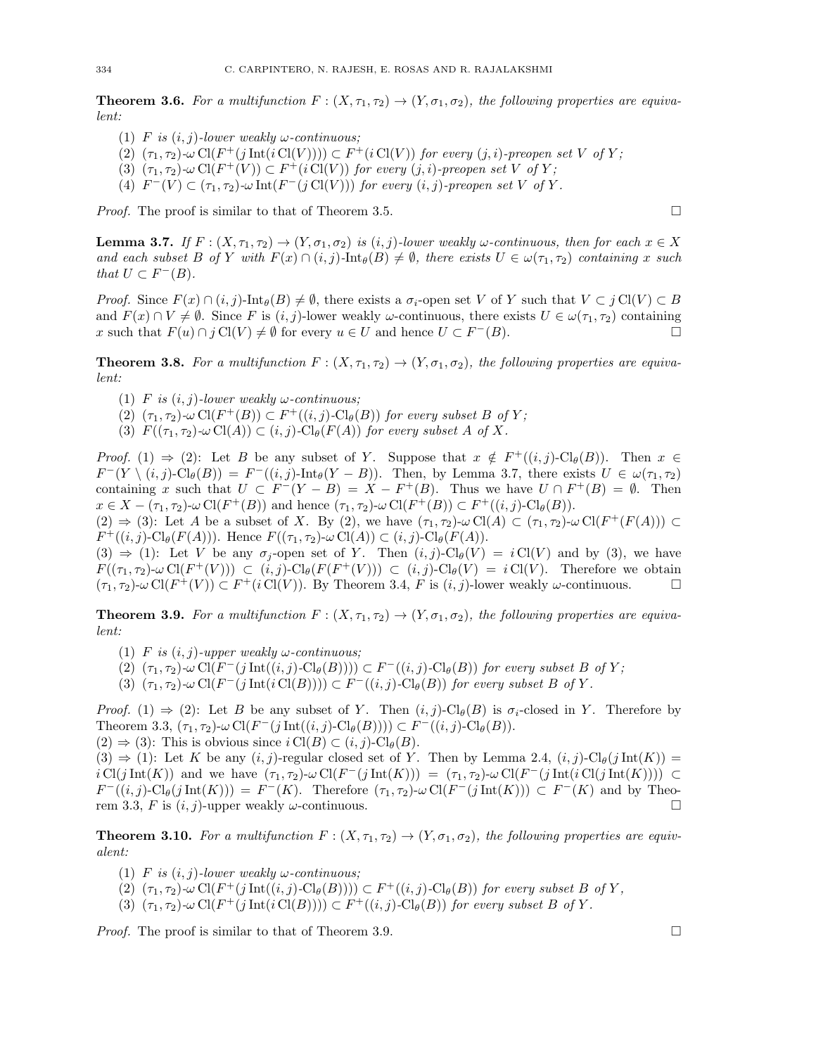**Theorem 3.6.** *For a multifunction $F : (X, \tau_1, \tau_2) \to (Y, \sigma_1, \sigma_2)$, the following properties are equivalent:*

1. *$F$ is $(i, j)$-lower weakly $\omega$-continuous;*
2. *$(\tau_1, \tau_2)$-$\omega\,\mathrm{Cl}(F^+(j\,\mathrm{Int}(i\,\mathrm{Cl}(V)))) \subset F^+(i\,\mathrm{Cl}(V))$ for every $(j, i)$-preopen set $V$ of $Y$;*
3. *$(\tau_1, \tau_2)$-$\omega\,\mathrm{Cl}(F^+(V)) \subset F^+(i\,\mathrm{Cl}(V))$ for every $(j, i)$-preopen set $V$ of $Y$;*
4. *$F^-(V) \subset (\tau_1, \tau_2)$-$\omega\,\mathrm{Int}(F^-(j\,\mathrm{Cl}(V)))$ for every $(i, j)$-preopen set $V$ of $Y$.*

*Proof.* The proof is similar to that of Theorem 3.5. $\square$

**Lemma 3.7.** *If $F : (X, \tau_1, \tau_2) \to (Y, \sigma_1, \sigma_2)$ is $(i, j)$-lower weakly $\omega$-continuous, then for each $x \in X$ and each subset $B$ of $Y$ with $F(x) \cap (i, j)$-$\mathrm{Int}_\theta(B) \neq \emptyset$, there exists $U \in \omega(\tau_1, \tau_2)$ containing $x$ such that $U \subset F^-(B)$.*

*Proof.* Since $F(x) \cap (i, j)$-$\mathrm{Int}_\theta(B) \neq \emptyset$, there exists a $\sigma_i$-open set $V$ of $Y$ such that $V \subset j\,\mathrm{Cl}(V) \subset B$ and $F(x) \cap V \neq \emptyset$. Since $F$ is $(i, j)$-lower weakly $\omega$-continuous, there exists $U \in \omega(\tau_1, \tau_2)$ containing $x$ such that $F(u) \cap j\,\mathrm{Cl}(V) \neq \emptyset$ for every $u \in U$ and hence $U \subset F^-(B)$. $\square$

**Theorem 3.8.** *For a multifunction $F : (X, \tau_1, \tau_2) \to (Y, \sigma_1, \sigma_2)$, the following properties are equivalent:*

1. *$F$ is $(i, j)$-lower weakly $\omega$-continuous;*
2. *$(\tau_1, \tau_2)$-$\omega\,\mathrm{Cl}(F^+(B)) \subset F^+((i, j)$-$\mathrm{Cl}_\theta(B))$ for every subset $B$ of $Y$;*
3. *$F((\tau_1, \tau_2)$-$\omega\,\mathrm{Cl}(A)) \subset (i, j)$-$\mathrm{Cl}_\theta(F(A))$ for every subset $A$ of $X$.*

*Proof.* (1) $\Rightarrow$ (2): Let $B$ be any subset of $Y$. Suppose that $x \notin F^+((i, j)$-$\mathrm{Cl}_\theta(B))$. Then $x \in F^-(Y \setminus (i, j)$-$\mathrm{Cl}_\theta(B)) = F^-((i, j)$-$\mathrm{Int}_\theta(Y - B))$. Then, by Lemma 3.7, there exists $U \in \omega(\tau_1, \tau_2)$ containing $x$ such that $U \subset F^-(Y - B) = X - F^+(B)$. Thus we have $U \cap F^+(B) = \emptyset$. Then $x \in X - (\tau_1, \tau_2)$-$\omega\,\mathrm{Cl}(F^+(B))$ and hence $(\tau_1, \tau_2)$-$\omega\,\mathrm{Cl}(F^+(B)) \subset F^+((i, j)$-$\mathrm{Cl}_\theta(B))$.

(2) $\Rightarrow$ (3): Let $A$ be a subset of $X$. By (2), we have $(\tau_1, \tau_2)$-$\omega\,\mathrm{Cl}(A) \subset (\tau_1, \tau_2)$-$\omega\,\mathrm{Cl}(F^+(F(A))) \subset F^+((i, j)$-$\mathrm{Cl}_\theta(F(A)))$. Hence $F((\tau_1, \tau_2)$-$\omega\,\mathrm{Cl}(A)) \subset (i, j)$-$\mathrm{Cl}_\theta(F(A))$.

(3) $\Rightarrow$ (1): Let $V$ be any $\sigma_j$-open set of $Y$. Then $(i, j)$-$\mathrm{Cl}_\theta(V) = i\,\mathrm{Cl}(V)$ and by (3), we have $F((\tau_1, \tau_2)$-$\omega\,\mathrm{Cl}(F^+(V))) \subset (i, j)$-$\mathrm{Cl}_\theta(F(F^+(V))) \subset (i, j)$-$\mathrm{Cl}_\theta(V) = i\,\mathrm{Cl}(V)$. Therefore we obtain $(\tau_1, \tau_2)$-$\omega\,\mathrm{Cl}(F^+(V)) \subset F^+(i\,\mathrm{Cl}(V))$. By Theorem 3.4, $F$ is $(i, j)$-lower weakly $\omega$-continuous. $\square$

**Theorem 3.9.** *For a multifunction $F : (X, \tau_1, \tau_2) \to (Y, \sigma_1, \sigma_2)$, the following properties are equivalent:*

1. *$F$ is $(i, j)$-upper weakly $\omega$-continuous;*
2. *$(\tau_1, \tau_2)$-$\omega\,\mathrm{Cl}(F^-(j\,\mathrm{Int}((i, j)$-$\mathrm{Cl}_\theta(B)))) \subset F^-((i, j)$-$\mathrm{Cl}_\theta(B))$ for every subset $B$ of $Y$;*
3. *$(\tau_1, \tau_2)$-$\omega\,\mathrm{Cl}(F^-(j\,\mathrm{Int}(i\,\mathrm{Cl}(B)))) \subset F^-((i, j)$-$\mathrm{Cl}_\theta(B))$ for every subset $B$ of $Y$.*

*Proof.* (1) $\Rightarrow$ (2): Let $B$ be any subset of $Y$. Then $(i, j)$-$\mathrm{Cl}_\theta(B)$ is $\sigma_i$-closed in $Y$. Therefore by Theorem 3.3, $(\tau_1, \tau_2)$-$\omega\,\mathrm{Cl}(F^-(j\,\mathrm{Int}((i, j)$-$\mathrm{Cl}_\theta(B)))) \subset F^-((i, j)$-$\mathrm{Cl}_\theta(B))$.

(2) $\Rightarrow$ (3): This is obvious since $i\,\mathrm{Cl}(B) \subset (i, j)$-$\mathrm{Cl}_\theta(B)$.

(3) $\Rightarrow$ (1): Let $K$ be any $(i, j)$-regular closed set of $Y$. Then by Lemma 2.4, $(i, j)$-$\mathrm{Cl}_\theta(j\,\mathrm{Int}(K)) = i\,\mathrm{Cl}(j\,\mathrm{Int}(K))$ and we have $(\tau_1, \tau_2)$-$\omega\,\mathrm{Cl}(F^-(j\,\mathrm{Int}(K))) = (\tau_1, \tau_2)$-$\omega\,\mathrm{Cl}(F^-(j\,\mathrm{Int}(i\,\mathrm{Cl}(j\,\mathrm{Int}(K))))) \subset F^-((i, j)$-$\mathrm{Cl}_\theta(j\,\mathrm{Int}(K))) = F^-(K)$. Therefore $(\tau_1, \tau_2)$-$\omega\,\mathrm{Cl}(F^-(j\,\mathrm{Int}(K))) \subset F^-(K)$ and by Theorem 3.3, $F$ is $(i, j)$-upper weakly $\omega$-continuous. $\square$

**Theorem 3.10.** *For a multifunction $F : (X, \tau_1, \tau_2) \to (Y, \sigma_1, \sigma_2)$, the following properties are equivalent:*

1. *$F$ is $(i, j)$-lower weakly $\omega$-continuous;*
2. *$(\tau_1, \tau_2)$-$\omega\,\mathrm{Cl}(F^+(j\,\mathrm{Int}((i, j)$-$\mathrm{Cl}_\theta(B)))) \subset F^+((i, j)$-$\mathrm{Cl}_\theta(B))$ for every subset $B$ of $Y$,*
3. *$(\tau_1, \tau_2)$-$\omega\,\mathrm{Cl}(F^+(j\,\mathrm{Int}(i\,\mathrm{Cl}(B)))) \subset F^+((i, j)$-$\mathrm{Cl}_\theta(B))$ for every subset $B$ of $Y$.*

*Proof.* The proof is similar to that of Theorem 3.9. $\square$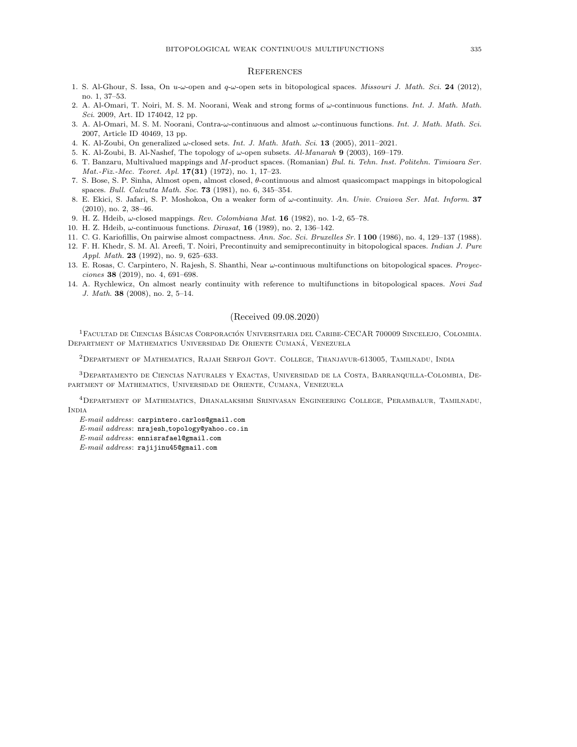## References

1. S. Al-Ghour, S. Issa, On $u$-$\omega$-open and $q$-$\omega$-open sets in bitopological spaces. *Missouri J. Math. Sci.* **24** (2012), no. 1, 37–53.
2. A. Al-Omari, T. Noiri, M. S. M. Noorani, Weak and strong forms of $\omega$-continuous functions. *Int. J. Math. Math. Sci.* 2009, Art. ID 174042, 12 pp.
3. A. Al-Omari, M. S. M. Noorani, Contra-$\omega$-continuous and almost $\omega$-continuous functions. *Int. J. Math. Math. Sci.* 2007, Article ID 40469, 13 pp.
4. K. Al-Zoubi, On generalized $\omega$-closed sets. *Int. J. Math. Math. Sci.* **13** (2005), 2011–2021.
5. K. Al-Zoubi, B. Al-Nashef, The topology of $\omega$-open subsets. *Al-Manarah* **9** (2003), 169–179.
6. T. Banzaru, Multivalued mappings and $M$-product spaces. (Romanian) *Bul. ti. Tehn. Inst. Politehn. Timioara Ser. Mat.-Fiz.-Mec. Teoret. Apl.* **17(31)** (1972), no. 1, 17–23.
7. S. Bose, S. P. Sinha, Almost open, almost closed, $\theta$-continuous and almost quasicompact mappings in bitopological spaces. *Bull. Calcutta Math. Soc.* **73** (1981), no. 6, 345–354.
8. E. Ekici, S. Jafari, S. P. Moshokoa, On a weaker form of $\omega$-continuity. *An. Univ. Craiova Ser. Mat. Inform.* **37** (2010), no. 2, 38–46.
9. H. Z. Hdeib, $\omega$-closed mappings. *Rev. Colombiana Mat.* **16** (1982), no. 1-2, 65–78.
10. H. Z. Hdeib, $\omega$-continuous functions. *Dirasat,* **16** (1989), no. 2, 136–142.
11. C. G. Kariofillis, On pairwise almost compactness. *Ann. Soc. Sci. Bruxelles Sr.* I **100** (1986), no. 4, 129–137 (1988).
12. F. H. Khedr, S. M. Al. Areefi, T. Noiri, Precontinuity and semiprecontinuity in bitopological spaces. *Indian J. Pure Appl. Math.* **23** (1992), no. 9, 625–633.
13. E. Rosas, C. Carpintero, N. Rajesh, S. Shanthi, Near $\omega$-continuous multifunctions on bitopological spaces. *Proyecciones* **38** (2019), no. 4, 691–698.
14. A. Rychlewicz, On almost nearly continuity with reference to multifunctions in bitopological spaces. *Novi Sad J. Math.* **38** (2008), no. 2, 5–14.

(Received 09.08.2020)

[1]Facultad de Ciencias Básicas Corporación Universitaria del Caribe-CECAR 700009 Sincelejo, Colombia. Department of Mathematics Universidad De Oriente Cumaná, Venezuela

[2]Department of Mathematics, Rajah Serfoji Govt. College, Thanjavur-613005, Tamilnadu, India

[3]Departamento de Ciencias Naturales y Exactas, Universidad de la Costa, Barranquilla-Colombia, Department of Mathematics, Universidad de Oriente, Cumana, Venezuela

[4]Department of Mathematics, Dhanalakshmi Srinivasan Engineering College, Perambalur, Tamilnadu, India

*E-mail address*: carpintero.carlos@gmail.com
*E-mail address*: nrajesh_topology@yahoo.co.in
*E-mail address*: ennisrafael@gmail.com
*E-mail address*: rajijinu45@gmail.com